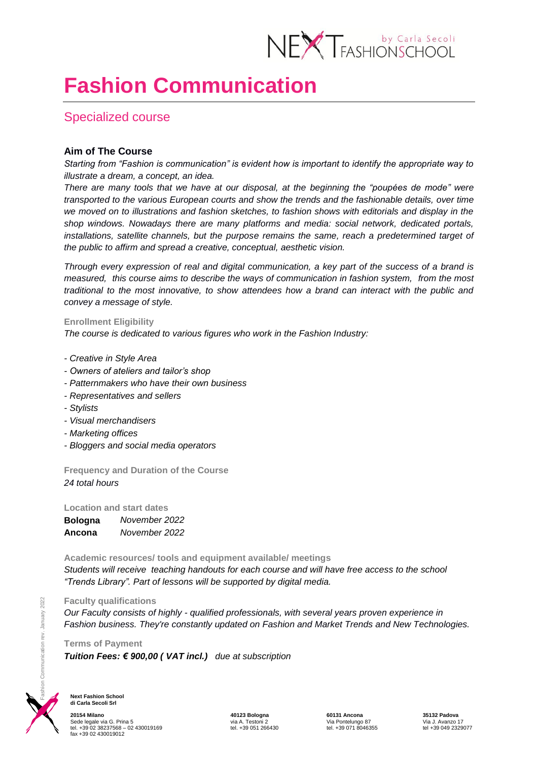# Fashion Communication

## Specialized course

### Aim of The Course

*Starting from "Fashion is communication" is evident how is important to identify the appropriate way to illustrate a dream, a concept, an idea.*

*There are many tools that we have at our disposal, at the beginning the "poupées de mode" were transported to the various European courts and show the trends and the fashionable details, over time we moved on to illustrations and fashion sketches, to fashion shows with editorials and display in the shop windows. Nowadays there are many platforms and media: social network, dedicated portals, installations, satellite channels, but the purpose remains the same, reach a predetermined target of the public to affirm and spread a creative, conceptual, aesthetic vision.*

*Through every expression of real and digital communication, a key part of the success of a brand is measured, this course aims to describe the ways of communication in fashion system, from the most traditional to the most innovative, to show attendees how a brand can interact with the public and convey a message of style.*

**Enrollment Eligibility**

*The course is dedicated to various figures who work in the Fashion Industry:*

- *Creative in Style Area*
- *Owners of ateliers and tailor's shop*
- *Patternmakers who have their own business*
- *Representatives and sellers*
- *Stylists*
- *Visual merchandisers*
- *Marketing offices*
- *Bloggers and social media operators*

**Frequency and Duration of the Course**

*24 total hours*

**Location and start dates**

| | |
|---|---|
| **Bologna** | *November 2022* |
| **Ancona** | *November 2022* |

**Academic resources/ tools and equipment available/ meetings**

*Students will receive teaching handouts for each course and will have free access to the school "Trends Library". Part of lessons will be supported by digital media.*

**Faculty qualifications**

*Our Faculty consists of highly - qualified professionals, with several years proven experience in Fashion business. They're constantly updated on Fashion and Market Trends and New Technologies.*

**Terms of Payment**

***Tuition Fees: € 900,00 ( VAT incl.)*** *due at subscription*

**Next Fashion School di Carla Secoli Srl**

**20154 Milano**
Sede legale via G. Prina 5
tel. +39 02 38237568 – 02 430019169
fax +39 02 430019012

**40123 Bologna**
via A. Testoni 2
tel. +39 051 266430

**60131 Ancona**
Via Pontelungo 87
tel. +39 071 8046355

**35132 Padova**
Via J. Avanzo 17
tel +39 049 2329077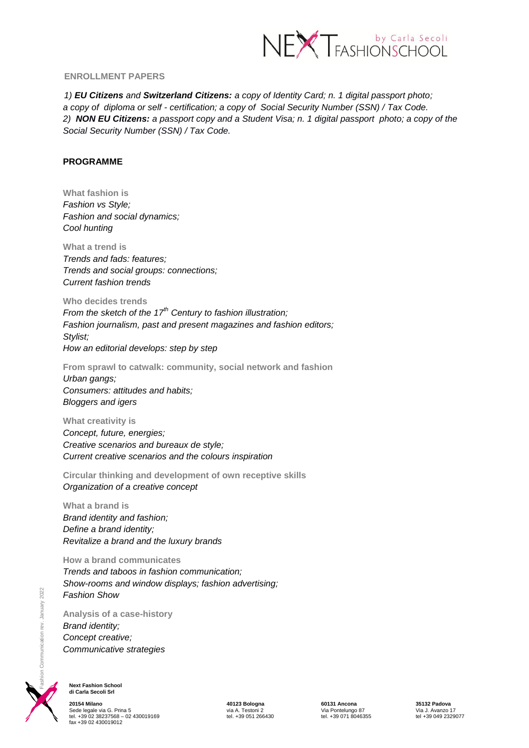**ENROLLMENT PAPERS**

*1) **EU Citizens** and **Switzerland Citizens:** a copy of Identity Card; n. 1 digital passport photo; a copy of diploma or self - certification; a copy of Social Security Number (SSN) / Tax Code.*
*2) **NON EU Citizens:** a passport copy and a Student Visa; n. 1 digital passport photo; a copy of the Social Security Number (SSN) / Tax Code.*

## PROGRAMME

**What fashion is**
*Fashion vs Style;*
*Fashion and social dynamics;*
*Cool hunting*

**What a trend is**
*Trends and fads: features;*
*Trends and social groups: connections;*
*Current fashion trends*

**Who decides trends**
*From the sketch of the 17th Century to fashion illustration;*
*Fashion journalism, past and present magazines and fashion editors;*
*Stylist;*
*How an editorial develops: step by step*

**From sprawl to catwalk: community, social network and fashion**
*Urban gangs;*
*Consumers: attitudes and habits;*
*Bloggers and igers*

**What creativity is**
*Concept, future, energies;*
*Creative scenarios and bureaux de style;*
*Current creative scenarios and the colours inspiration*

**Circular thinking and development of own receptive skills**
*Organization of a creative concept*

**What a brand is**
*Brand identity and fashion;*
*Define a brand identity;*
*Revitalize a brand and the luxury brands*

**How a brand communicates**
*Trends and taboos in fashion communication;*
*Show-rooms and window displays; fashion advertising;*
*Fashion Show*

**Analysis of a case-history**
*Brand identity;*
*Concept creative;*
*Communicative strategies*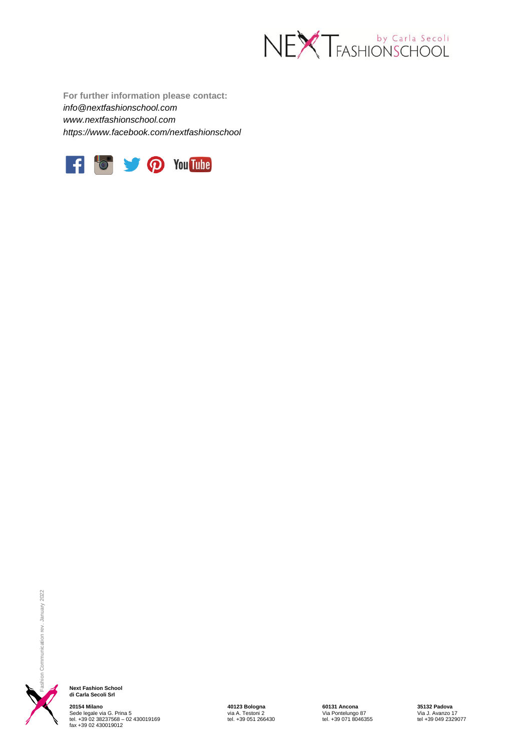**For further information please contact:**
*info@nextfashionschool.com*
*www.nextfashionschool.com*
*https://www.facebook.com/nextfashionschool*

Fashion Communication rev. January 2022

**Next Fashion School**
**di Carla Secoli Srl**

**20154 Milano**
Sede legale via G. Prina 5
tel. +39 02 38237568 – 02 430019169
fax +39 02 430019012

**40123 Bologna**
via A. Testoni 2
tel. +39 051 266430

**60131 Ancona**
Via Pontelungo 87
tel. +39 071 8046355

**35132 Padova**
Via J. Avanzo 17
tel +39 049 2329077